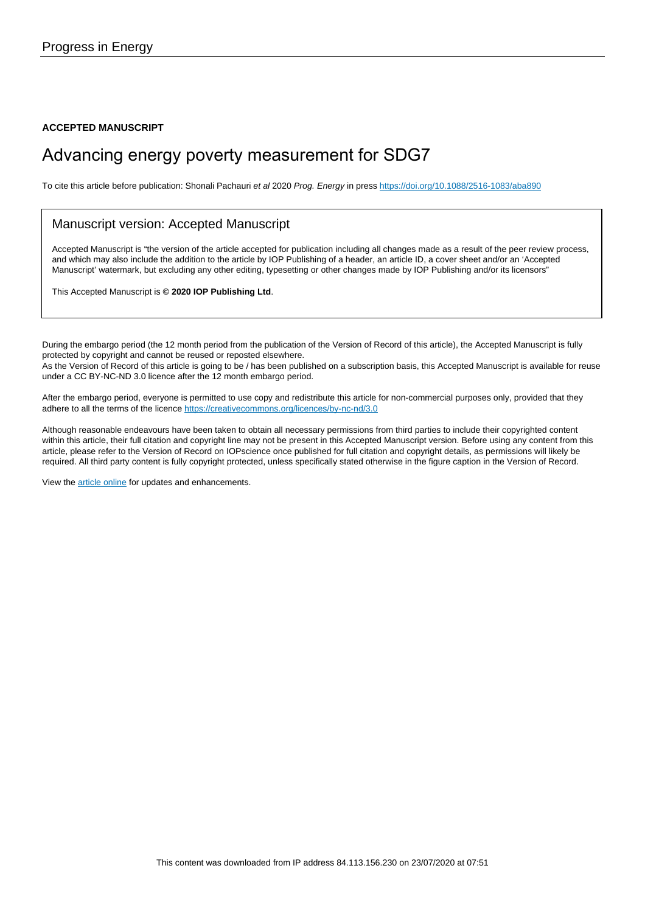Progress in Energy

**ACCEPTED MANUSCRIPT**

# Advancing energy poverty measurement for SDG7

To cite this article before publication: Shonali Pachauri *et al* 2020 *Prog. Energy* in press https://doi.org/10.1088/2516-1083/aba890

## Manuscript version: Accepted Manuscript

Accepted Manuscript is "the version of the article accepted for publication including all changes made as a result of the peer review process, and which may also include the addition to the article by IOP Publishing of a header, an article ID, a cover sheet and/or an 'Accepted Manuscript' watermark, but excluding any other editing, typesetting or other changes made by IOP Publishing and/or its licensors"

This Accepted Manuscript is **© 2020 IOP Publishing Ltd**.

During the embargo period (the 12 month period from the publication of the Version of Record of this article), the Accepted Manuscript is fully protected by copyright and cannot be reused or reposted elsewhere.
As the Version of Record of this article is going to be / has been published on a subscription basis, this Accepted Manuscript is available for reuse under a CC BY-NC-ND 3.0 licence after the 12 month embargo period.

After the embargo period, everyone is permitted to use copy and redistribute this article for non-commercial purposes only, provided that they adhere to all the terms of the licence https://creativecommons.org/licences/by-nc-nd/3.0

Although reasonable endeavours have been taken to obtain all necessary permissions from third parties to include their copyrighted content within this article, their full citation and copyright line may not be present in this Accepted Manuscript version. Before using any content from this article, please refer to the Version of Record on IOPscience once published for full citation and copyright details, as permissions will likely be required. All third party content is fully copyright protected, unless specifically stated otherwise in the figure caption in the Version of Record.

View the article online for updates and enhancements.

This content was downloaded from IP address 84.113.156.230 on 23/07/2020 at 07:51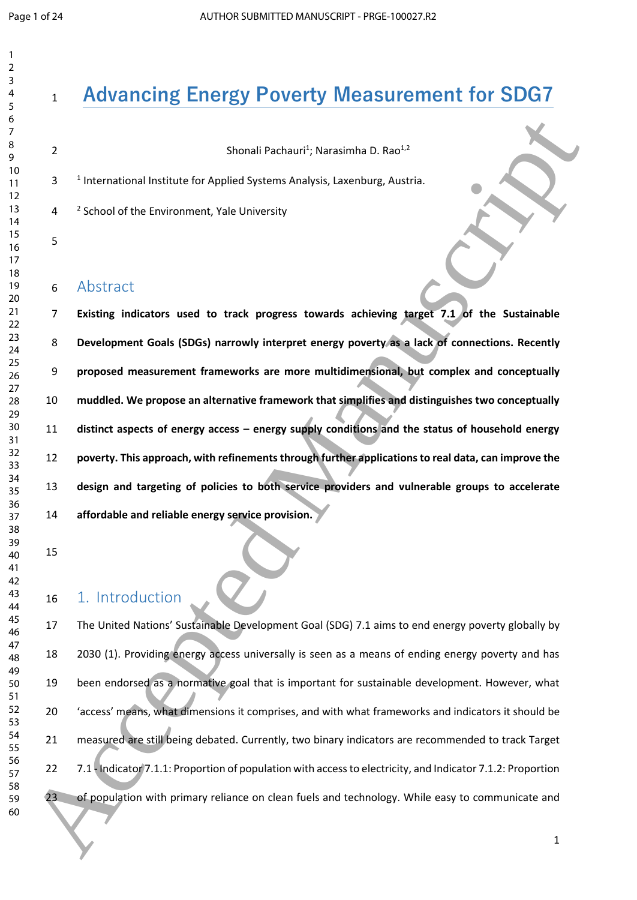# Advancing Energy Poverty Measurement for SDG7

Shonali Pachauri[1]; Narasimha D. Rao[1,2]

[1] International Institute for Applied Systems Analysis, Laxenburg, Austria.

[2] School of the Environment, Yale University

## Abstract

**Existing indicators used to track progress towards achieving target 7.1 of the Sustainable Development Goals (SDGs) narrowly interpret energy poverty as a lack of connections. Recently proposed measurement frameworks are more multidimensional, but complex and conceptually muddled. We propose an alternative framework that simplifies and distinguishes two conceptually distinct aspects of energy access – energy supply conditions and the status of household energy poverty. This approach, with refinements through further applications to real data, can improve the design and targeting of policies to both service providers and vulnerable groups to accelerate affordable and reliable energy service provision.**

## 1. Introduction

The United Nations' Sustainable Development Goal (SDG) 7.1 aims to end energy poverty globally by 2030 (1). Providing energy access universally is seen as a means of ending energy poverty and has been endorsed as a normative goal that is important for sustainable development. However, what 'access' means, what dimensions it comprises, and with what frameworks and indicators it should be measured are still being debated. Currently, two binary indicators are recommended to track Target 7.1 - Indicator 7.1.1: Proportion of population with access to electricity, and Indicator 7.1.2: Proportion of population with primary reliance on clean fuels and technology. While easy to communicate and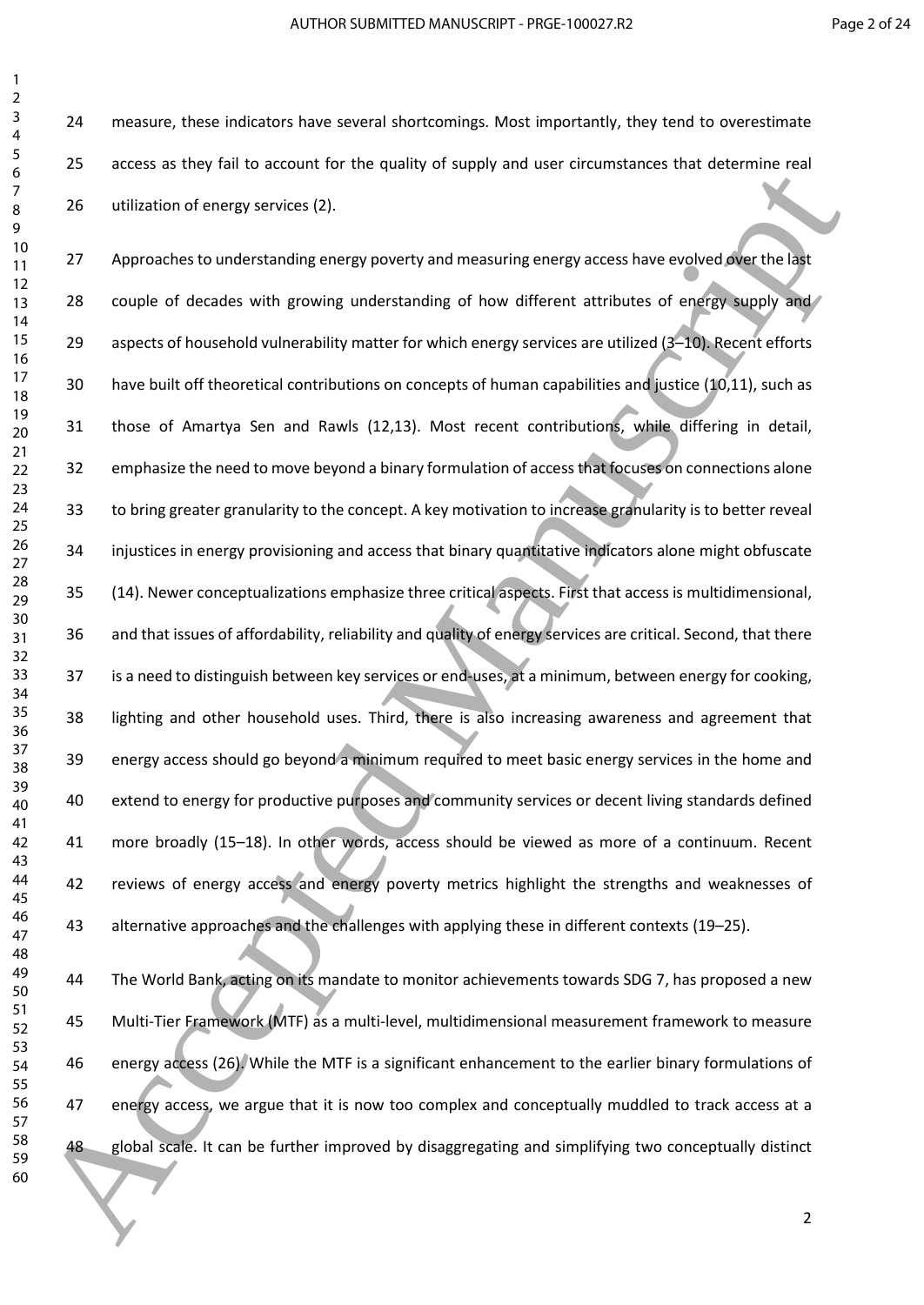measure, these indicators have several shortcomings. Most importantly, they tend to overestimate access as they fail to account for the quality of supply and user circumstances that determine real utilization of energy services (2).

Approaches to understanding energy poverty and measuring energy access have evolved over the last couple of decades with growing understanding of how different attributes of energy supply and aspects of household vulnerability matter for which energy services are utilized (3–10). Recent efforts have built off theoretical contributions on concepts of human capabilities and justice (10,11), such as those of Amartya Sen and Rawls (12,13). Most recent contributions, while differing in detail, emphasize the need to move beyond a binary formulation of access that focuses on connections alone to bring greater granularity to the concept. A key motivation to increase granularity is to better reveal injustices in energy provisioning and access that binary quantitative indicators alone might obfuscate (14). Newer conceptualizations emphasize three critical aspects. First that access is multidimensional, and that issues of affordability, reliability and quality of energy services are critical. Second, that there is a need to distinguish between key services or end-uses, at a minimum, between energy for cooking, lighting and other household uses. Third, there is also increasing awareness and agreement that energy access should go beyond a minimum required to meet basic energy services in the home and extend to energy for productive purposes and community services or decent living standards defined more broadly (15–18). In other words, access should be viewed as more of a continuum. Recent reviews of energy access and energy poverty metrics highlight the strengths and weaknesses of alternative approaches and the challenges with applying these in different contexts (19–25).

The World Bank, acting on its mandate to monitor achievements towards SDG 7, has proposed a new Multi-Tier Framework (MTF) as a multi-level, multidimensional measurement framework to measure energy access (26). While the MTF is a significant enhancement to the earlier binary formulations of energy access, we argue that it is now too complex and conceptually muddled to track access at a global scale. It can be further improved by disaggregating and simplifying two conceptually distinct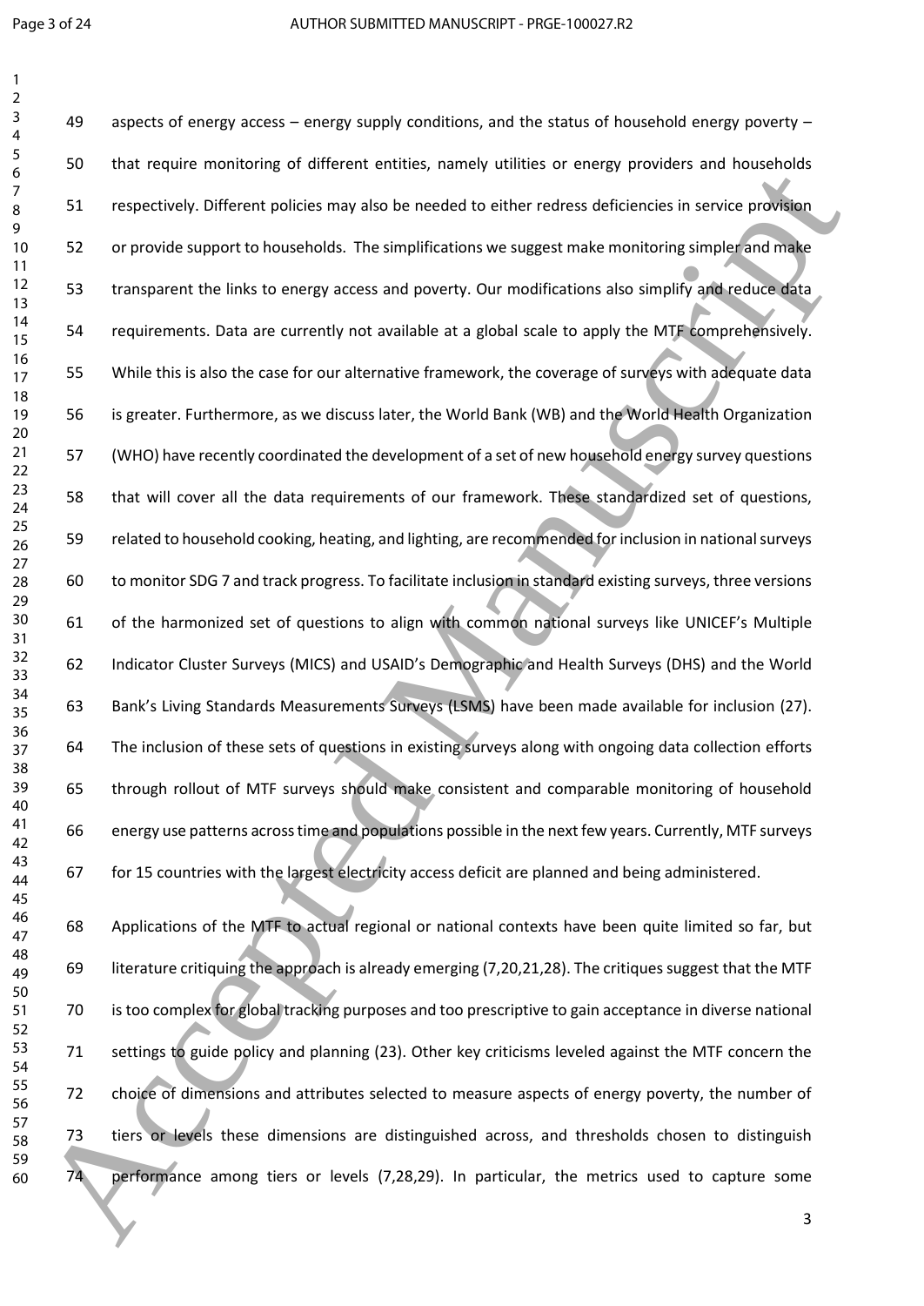aspects of energy access – energy supply conditions, and the status of household energy poverty – that require monitoring of different entities, namely utilities or energy providers and households respectively. Different policies may also be needed to either redress deficiencies in service provision or provide support to households. The simplifications we suggest make monitoring simpler and make transparent the links to energy access and poverty. Our modifications also simplify and reduce data requirements. Data are currently not available at a global scale to apply the MTF comprehensively. While this is also the case for our alternative framework, the coverage of surveys with adequate data is greater. Furthermore, as we discuss later, the World Bank (WB) and the World Health Organization (WHO) have recently coordinated the development of a set of new household energy survey questions that will cover all the data requirements of our framework. These standardized set of questions, related to household cooking, heating, and lighting, are recommended for inclusion in national surveys to monitor SDG 7 and track progress. To facilitate inclusion in standard existing surveys, three versions of the harmonized set of questions to align with common national surveys like UNICEF's Multiple Indicator Cluster Surveys (MICS) and USAID's Demographic and Health Surveys (DHS) and the World Bank's Living Standards Measurements Surveys (LSMS) have been made available for inclusion (27). The inclusion of these sets of questions in existing surveys along with ongoing data collection efforts through rollout of MTF surveys should make consistent and comparable monitoring of household energy use patterns across time and populations possible in the next few years. Currently, MTF surveys for 15 countries with the largest electricity access deficit are planned and being administered.

Applications of the MTF to actual regional or national contexts have been quite limited so far, but literature critiquing the approach is already emerging (7,20,21,28). The critiques suggest that the MTF is too complex for global tracking purposes and too prescriptive to gain acceptance in diverse national settings to guide policy and planning (23). Other key criticisms leveled against the MTF concern the choice of dimensions and attributes selected to measure aspects of energy poverty, the number of tiers or levels these dimensions are distinguished across, and thresholds chosen to distinguish performance among tiers or levels (7,28,29). In particular, the metrics used to capture some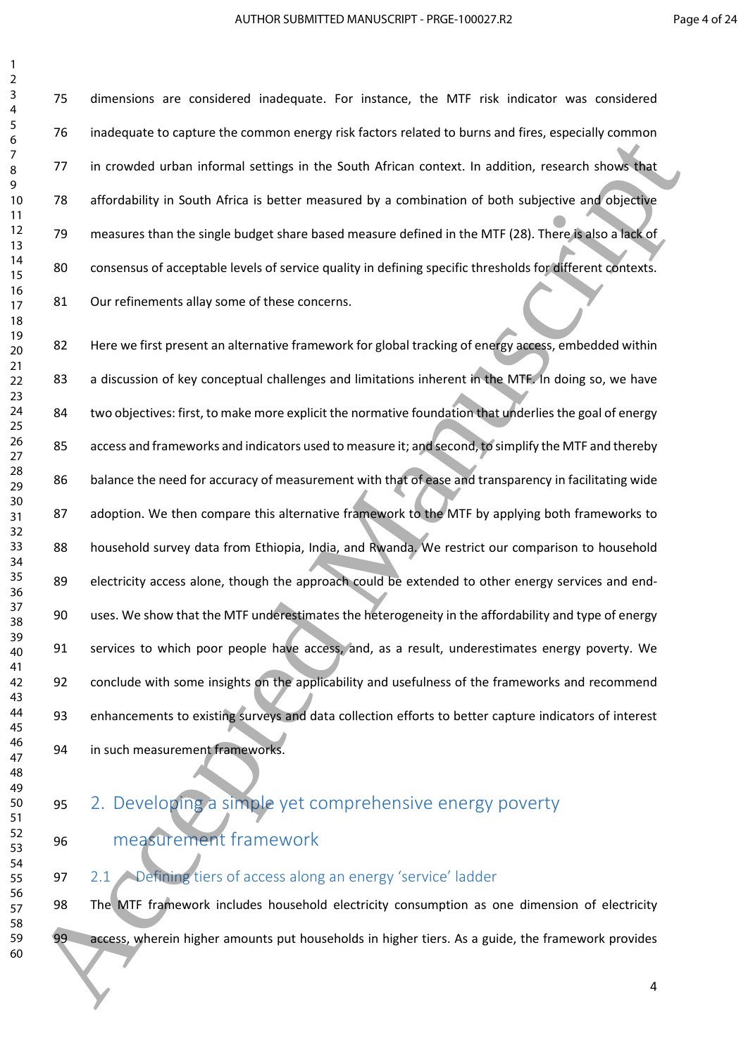dimensions are considered inadequate. For instance, the MTF risk indicator was considered inadequate to capture the common energy risk factors related to burns and fires, especially common in crowded urban informal settings in the South African context. In addition, research shows that affordability in South Africa is better measured by a combination of both subjective and objective measures than the single budget share based measure defined in the MTF (28). There is also a lack of consensus of acceptable levels of service quality in defining specific thresholds for different contexts. Our refinements allay some of these concerns.

Here we first present an alternative framework for global tracking of energy access, embedded within a discussion of key conceptual challenges and limitations inherent in the MTF. In doing so, we have two objectives: first, to make more explicit the normative foundation that underlies the goal of energy access and frameworks and indicators used to measure it; and second, to simplify the MTF and thereby balance the need for accuracy of measurement with that of ease and transparency in facilitating wide adoption. We then compare this alternative framework to the MTF by applying both frameworks to household survey data from Ethiopia, India, and Rwanda. We restrict our comparison to household electricity access alone, though the approach could be extended to other energy services and end-uses. We show that the MTF underestimates the heterogeneity in the affordability and type of energy services to which poor people have access, and, as a result, underestimates energy poverty. We conclude with some insights on the applicability and usefulness of the frameworks and recommend enhancements to existing surveys and data collection efforts to better capture indicators of interest in such measurement frameworks.

## 2. Developing a simple yet comprehensive energy poverty measurement framework

### 2.1 Defining tiers of access along an energy 'service' ladder

The MTF framework includes household electricity consumption as one dimension of electricity access, wherein higher amounts put households in higher tiers. As a guide, the framework provides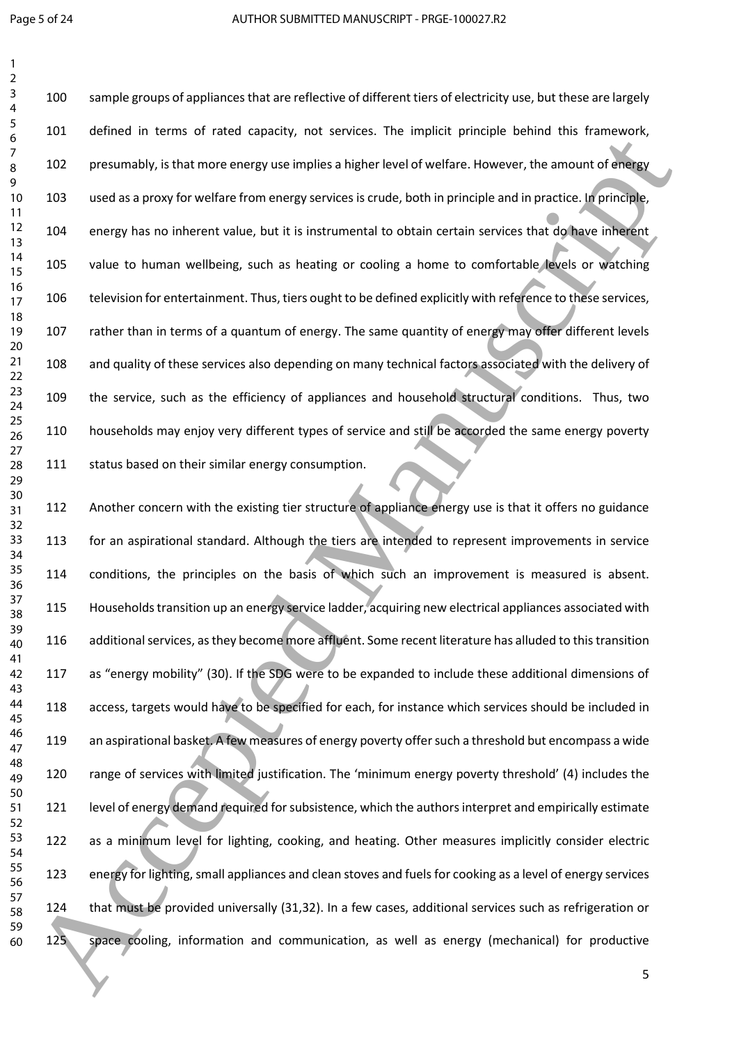sample groups of appliances that are reflective of different tiers of electricity use, but these are largely defined in terms of rated capacity, not services. The implicit principle behind this framework, presumably, is that more energy use implies a higher level of welfare. However, the amount of energy used as a proxy for welfare from energy services is crude, both in principle and in practice. In principle, energy has no inherent value, but it is instrumental to obtain certain services that do have inherent value to human wellbeing, such as heating or cooling a home to comfortable levels or watching television for entertainment. Thus, tiers ought to be defined explicitly with reference to these services, rather than in terms of a quantum of energy. The same quantity of energy may offer different levels and quality of these services also depending on many technical factors associated with the delivery of the service, such as the efficiency of appliances and household structural conditions. Thus, two households may enjoy very different types of service and still be accorded the same energy poverty status based on their similar energy consumption.

Another concern with the existing tier structure of appliance energy use is that it offers no guidance for an aspirational standard. Although the tiers are intended to represent improvements in service conditions, the principles on the basis of which such an improvement is measured is absent. Households transition up an energy service ladder, acquiring new electrical appliances associated with additional services, as they become more affluent. Some recent literature has alluded to this transition as "energy mobility" (30). If the SDG were to be expanded to include these additional dimensions of access, targets would have to be specified for each, for instance which services should be included in an aspirational basket. A few measures of energy poverty offer such a threshold but encompass a wide range of services with limited justification. The 'minimum energy poverty threshold' (4) includes the level of energy demand required for subsistence, which the authors interpret and empirically estimate as a minimum level for lighting, cooking, and heating. Other measures implicitly consider electric energy for lighting, small appliances and clean stoves and fuels for cooking as a level of energy services that must be provided universally (31,32). In a few cases, additional services such as refrigeration or space cooling, information and communication, as well as energy (mechanical) for productive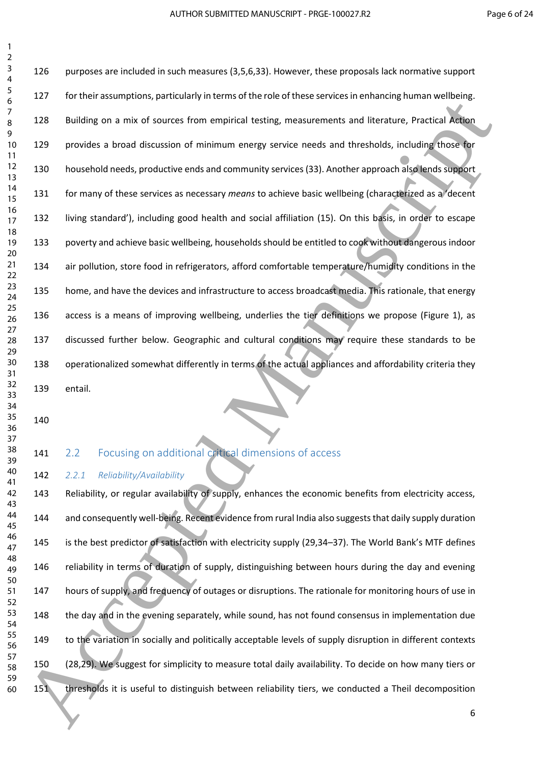purposes are included in such measures (3,5,6,33). However, these proposals lack normative support for their assumptions, particularly in terms of the role of these services in enhancing human wellbeing. Building on a mix of sources from empirical testing, measurements and literature, Practical Action provides a broad discussion of minimum energy service needs and thresholds, including those for household needs, productive ends and community services (33). Another approach also lends support for many of these services as necessary *means* to achieve basic wellbeing (characterized as a 'decent living standard'), including good health and social affiliation (15). On this basis, in order to escape poverty and achieve basic wellbeing, households should be entitled to cook without dangerous indoor air pollution, store food in refrigerators, afford comfortable temperature/humidity conditions in the home, and have the devices and infrastructure to access broadcast media. This rationale, that energy access is a means of improving wellbeing, underlies the tier definitions we propose (Figure 1), as discussed further below. Geographic and cultural conditions may require these standards to be operationalized somewhat differently in terms of the actual appliances and affordability criteria they entail.

## 2.2 Focusing on additional critical dimensions of access

### *2.2.1 Reliability/Availability*

Reliability, or regular availability of supply, enhances the economic benefits from electricity access, and consequently well-being. Recent evidence from rural India also suggests that daily supply duration is the best predictor of satisfaction with electricity supply (29,34–37). The World Bank's MTF defines reliability in terms of duration of supply, distinguishing between hours during the day and evening hours of supply, and frequency of outages or disruptions. The rationale for monitoring hours of use in the day and in the evening separately, while sound, has not found consensus in implementation due to the variation in socially and politically acceptable levels of supply disruption in different contexts (28,29). We suggest for simplicity to measure total daily availability. To decide on how many tiers or thresholds it is useful to distinguish between reliability tiers, we conducted a Theil decomposition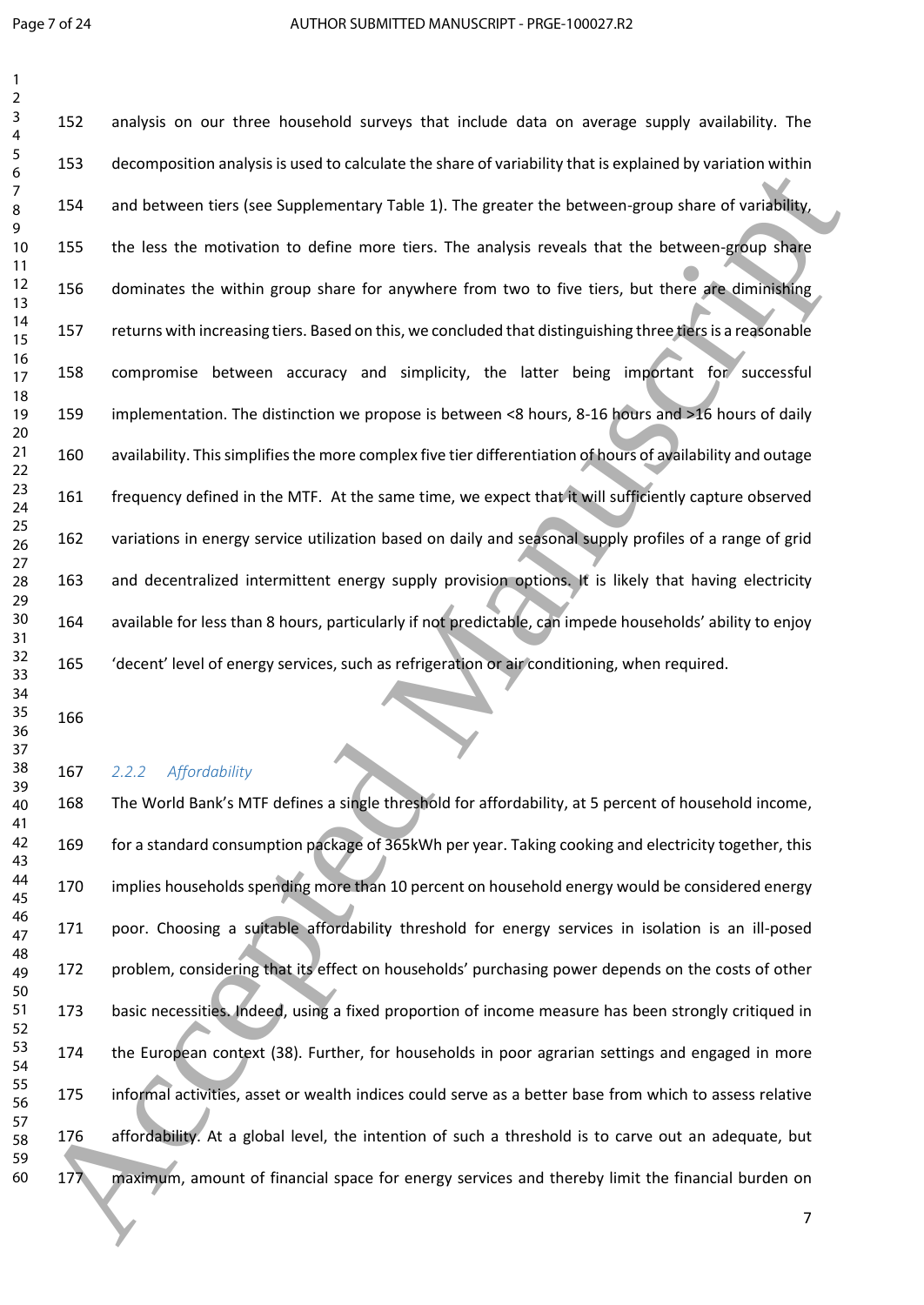analysis on our three household surveys that include data on average supply availability. The decomposition analysis is used to calculate the share of variability that is explained by variation within and between tiers (see Supplementary Table 1). The greater the between-group share of variability, the less the motivation to define more tiers. The analysis reveals that the between-group share dominates the within group share for anywhere from two to five tiers, but there are diminishing returns with increasing tiers. Based on this, we concluded that distinguishing three tiers is a reasonable compromise between accuracy and simplicity, the latter being important for successful implementation. The distinction we propose is between <8 hours, 8-16 hours and >16 hours of daily availability. This simplifies the more complex five tier differentiation of hours of availability and outage frequency defined in the MTF. At the same time, we expect that it will sufficiently capture observed variations in energy service utilization based on daily and seasonal supply profiles of a range of grid and decentralized intermittent energy supply provision options. It is likely that having electricity available for less than 8 hours, particularly if not predictable, can impede households' ability to enjoy 'decent' level of energy services, such as refrigeration or air conditioning, when required.

### *2.2.2 Affordability*

The World Bank's MTF defines a single threshold for affordability, at 5 percent of household income, for a standard consumption package of 365kWh per year. Taking cooking and electricity together, this implies households spending more than 10 percent on household energy would be considered energy poor. Choosing a suitable affordability threshold for energy services in isolation is an ill-posed problem, considering that its effect on households' purchasing power depends on the costs of other basic necessities. Indeed, using a fixed proportion of income measure has been strongly critiqued in the European context (38). Further, for households in poor agrarian settings and engaged in more informal activities, asset or wealth indices could serve as a better base from which to assess relative affordability. At a global level, the intention of such a threshold is to carve out an adequate, but maximum, amount of financial space for energy services and thereby limit the financial burden on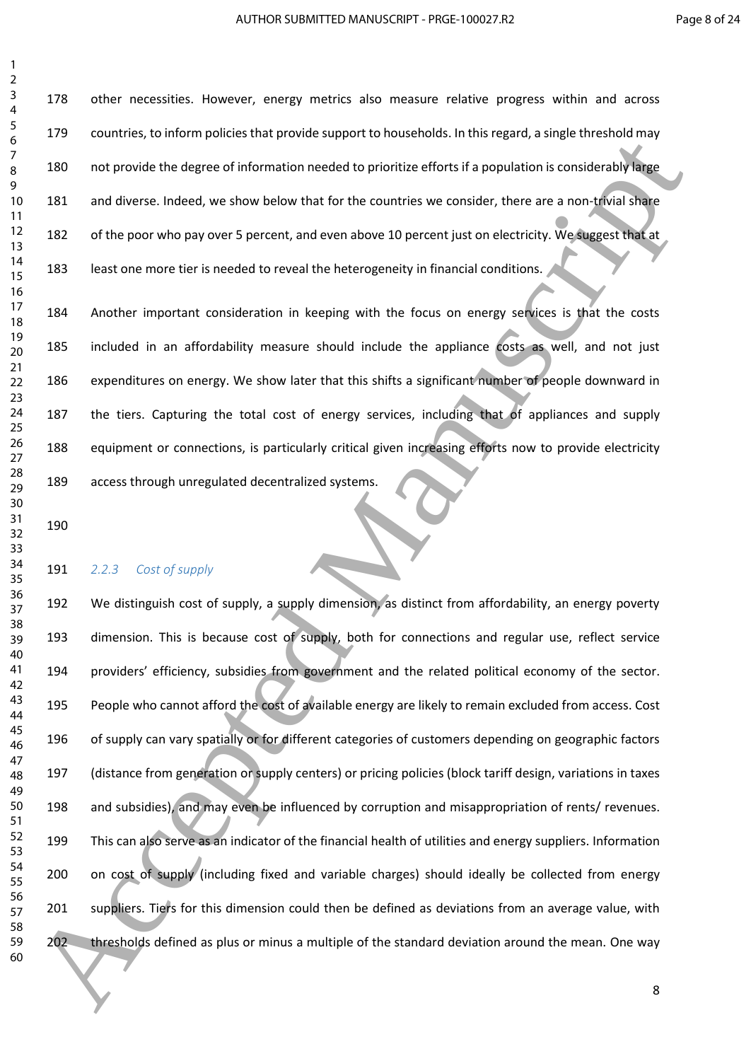other necessities. However, energy metrics also measure relative progress within and across countries, to inform policies that provide support to households. In this regard, a single threshold may not provide the degree of information needed to prioritize efforts if a population is considerably large and diverse. Indeed, we show below that for the countries we consider, there are a non-trivial share of the poor who pay over 5 percent, and even above 10 percent just on electricity. We suggest that at least one more tier is needed to reveal the heterogeneity in financial conditions.

Another important consideration in keeping with the focus on energy services is that the costs included in an affordability measure should include the appliance costs as well, and not just expenditures on energy. We show later that this shifts a significant number of people downward in the tiers. Capturing the total cost of energy services, including that of appliances and supply equipment or connections, is particularly critical given increasing efforts now to provide electricity access through unregulated decentralized systems.

### *2.2.3 Cost of supply*

We distinguish cost of supply, a supply dimension, as distinct from affordability, an energy poverty dimension. This is because cost of supply, both for connections and regular use, reflect service providers' efficiency, subsidies from government and the related political economy of the sector. People who cannot afford the cost of available energy are likely to remain excluded from access. Cost of supply can vary spatially or for different categories of customers depending on geographic factors (distance from generation or supply centers) or pricing policies (block tariff design, variations in taxes and subsidies), and may even be influenced by corruption and misappropriation of rents/ revenues. This can also serve as an indicator of the financial health of utilities and energy suppliers. Information on cost of supply (including fixed and variable charges) should ideally be collected from energy suppliers. Tiers for this dimension could then be defined as deviations from an average value, with thresholds defined as plus or minus a multiple of the standard deviation around the mean. One way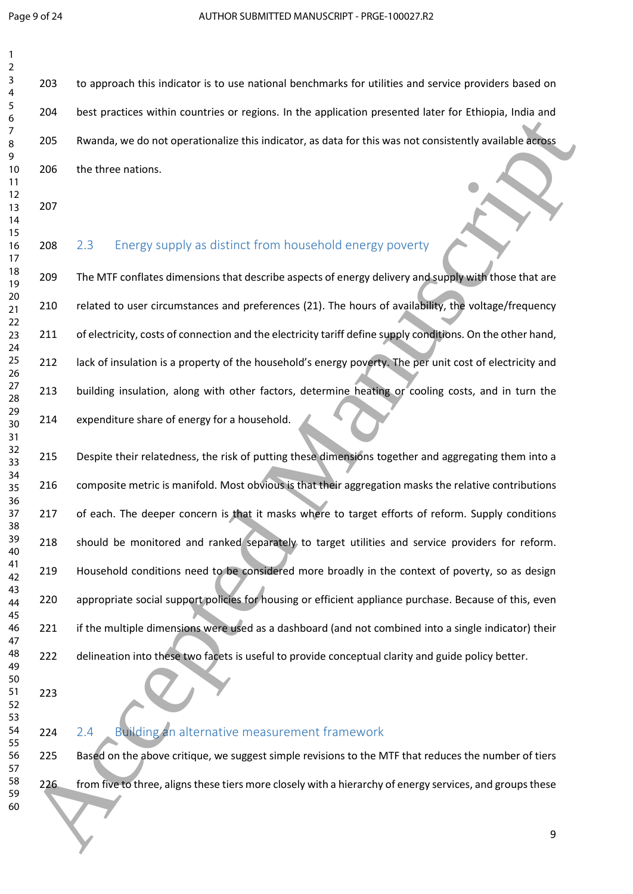to approach this indicator is to use national benchmarks for utilities and service providers based on best practices within countries or regions. In the application presented later for Ethiopia, India and Rwanda, we do not operationalize this indicator, as data for this was not consistently available across the three nations.

## 2.3 Energy supply as distinct from household energy poverty

The MTF conflates dimensions that describe aspects of energy delivery and supply with those that are related to user circumstances and preferences (21). The hours of availability, the voltage/frequency of electricity, costs of connection and the electricity tariff define supply conditions. On the other hand, lack of insulation is a property of the household's energy poverty. The per unit cost of electricity and building insulation, along with other factors, determine heating or cooling costs, and in turn the expenditure share of energy for a household.

Despite their relatedness, the risk of putting these dimensions together and aggregating them into a composite metric is manifold. Most obvious is that their aggregation masks the relative contributions of each. The deeper concern is that it masks where to target efforts of reform. Supply conditions should be monitored and ranked separately to target utilities and service providers for reform. Household conditions need to be considered more broadly in the context of poverty, so as design appropriate social support policies for housing or efficient appliance purchase. Because of this, even if the multiple dimensions were used as a dashboard (and not combined into a single indicator) their delineation into these two facets is useful to provide conceptual clarity and guide policy better.

## 2.4 Building an alternative measurement framework

Based on the above critique, we suggest simple revisions to the MTF that reduces the number of tiers from five to three, aligns these tiers more closely with a hierarchy of energy services, and groups these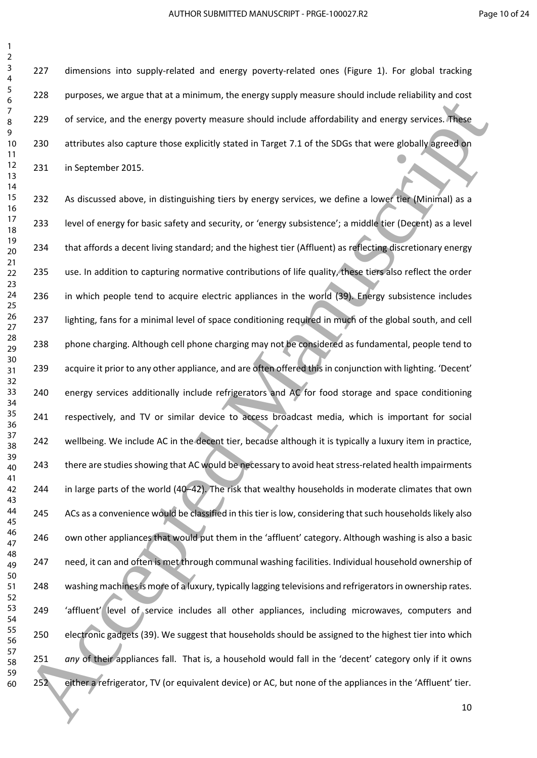dimensions into supply-related and energy poverty-related ones (Figure 1). For global tracking purposes, we argue that at a minimum, the energy supply measure should include reliability and cost of service, and the energy poverty measure should include affordability and energy services. These attributes also capture those explicitly stated in Target 7.1 of the SDGs that were globally agreed on in September 2015.

As discussed above, in distinguishing tiers by energy services, we define a lower tier (Minimal) as a level of energy for basic safety and security, or 'energy subsistence'; a middle tier (Decent) as a level that affords a decent living standard; and the highest tier (Affluent) as reflecting discretionary energy use. In addition to capturing normative contributions of life quality, these tiers also reflect the order in which people tend to acquire electric appliances in the world (39). Energy subsistence includes lighting, fans for a minimal level of space conditioning required in much of the global south, and cell phone charging. Although cell phone charging may not be considered as fundamental, people tend to acquire it prior to any other appliance, and are often offered this in conjunction with lighting. 'Decent' energy services additionally include refrigerators and AC for food storage and space conditioning respectively, and TV or similar device to access broadcast media, which is important for social wellbeing. We include AC in the decent tier, because although it is typically a luxury item in practice, there are studies showing that AC would be necessary to avoid heat stress-related health impairments in large parts of the world (40–42). The risk that wealthy households in moderate climates that own ACs as a convenience would be classified in this tier is low, considering that such households likely also own other appliances that would put them in the 'affluent' category. Although washing is also a basic need, it can and often is met through communal washing facilities. Individual household ownership of washing machines is more of a luxury, typically lagging televisions and refrigerators in ownership rates. 'affluent' level of service includes all other appliances, including microwaves, computers and electronic gadgets (39). We suggest that households should be assigned to the highest tier into which *any* of their appliances fall. That is, a household would fall in the 'decent' category only if it owns either a refrigerator, TV (or equivalent device) or AC, but none of the appliances in the 'Affluent' tier.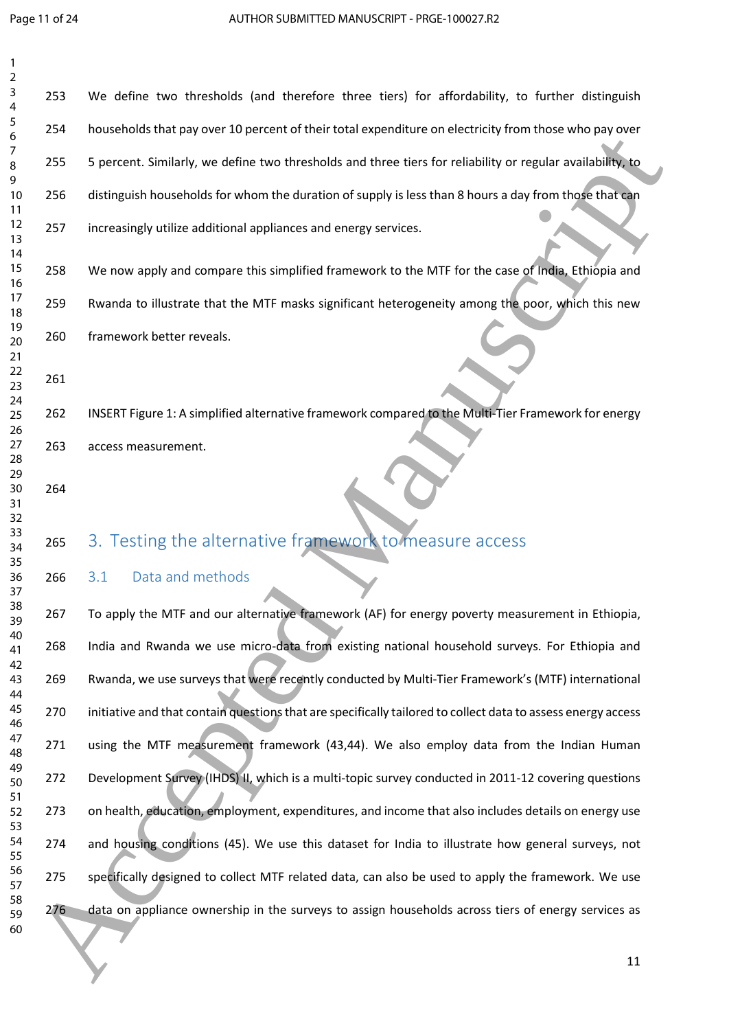We define two thresholds (and therefore three tiers) for affordability, to further distinguish households that pay over 10 percent of their total expenditure on electricity from those who pay over 5 percent. Similarly, we define two thresholds and three tiers for reliability or regular availability, to distinguish households for whom the duration of supply is less than 8 hours a day from those that can increasingly utilize additional appliances and energy services.

We now apply and compare this simplified framework to the MTF for the case of India, Ethiopia and Rwanda to illustrate that the MTF masks significant heterogeneity among the poor, which this new framework better reveals.

INSERT Figure 1: A simplified alternative framework compared to the Multi-Tier Framework for energy access measurement.

## 3. Testing the alternative framework to measure access

### 3.1 Data and methods

To apply the MTF and our alternative framework (AF) for energy poverty measurement in Ethiopia, India and Rwanda we use micro-data from existing national household surveys. For Ethiopia and Rwanda, we use surveys that were recently conducted by Multi-Tier Framework's (MTF) international initiative and that contain questions that are specifically tailored to collect data to assess energy access using the MTF measurement framework (43,44). We also employ data from the Indian Human Development Survey (IHDS) II, which is a multi-topic survey conducted in 2011-12 covering questions on health, education, employment, expenditures, and income that also includes details on energy use and housing conditions (45). We use this dataset for India to illustrate how general surveys, not specifically designed to collect MTF related data, can also be used to apply the framework. We use data on appliance ownership in the surveys to assign households across tiers of energy services as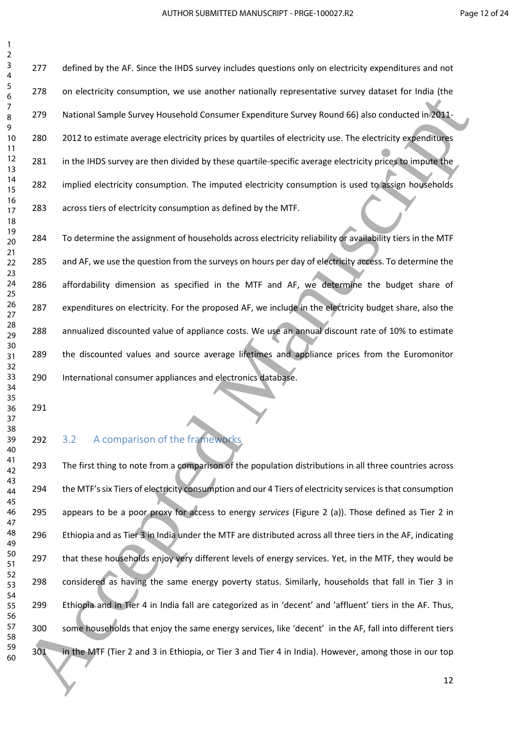defined by the AF. Since the IHDS survey includes questions only on electricity expenditures and not on electricity consumption, we use another nationally representative survey dataset for India (the National Sample Survey Household Consumer Expenditure Survey Round 66) also conducted in 2011-2012 to estimate average electricity prices by quartiles of electricity use. The electricity expenditures in the IHDS survey are then divided by these quartile-specific average electricity prices to impute the implied electricity consumption. The imputed electricity consumption is used to assign households across tiers of electricity consumption as defined by the MTF.

To determine the assignment of households across electricity reliability or availability tiers in the MTF and AF, we use the question from the surveys on hours per day of electricity access. To determine the affordability dimension as specified in the MTF and AF, we determine the budget share of expenditures on electricity. For the proposed AF, we include in the electricity budget share, also the annualized discounted value of appliance costs. We use an annual discount rate of 10% to estimate the discounted values and source average lifetimes and appliance prices from the Euromonitor International consumer appliances and electronics database.

## 3.2 A comparison of the frameworks

The first thing to note from a comparison of the population distributions in all three countries across the MTF's six Tiers of electricity consumption and our 4 Tiers of electricity services is that consumption appears to be a poor proxy for access to energy *services* (Figure 2 (a)). Those defined as Tier 2 in Ethiopia and as Tier 3 in India under the MTF are distributed across all three tiers in the AF, indicating that these households enjoy very different levels of energy services. Yet, in the MTF, they would be considered as having the same energy poverty status. Similarly, households that fall in Tier 3 in Ethiopia and in Tier 4 in India fall are categorized as in 'decent' and 'affluent' tiers in the AF. Thus, some households that enjoy the same energy services, like 'decent' in the AF, fall into different tiers in the MTF (Tier 2 and 3 in Ethiopia, or Tier 3 and Tier 4 in India). However, among those in our top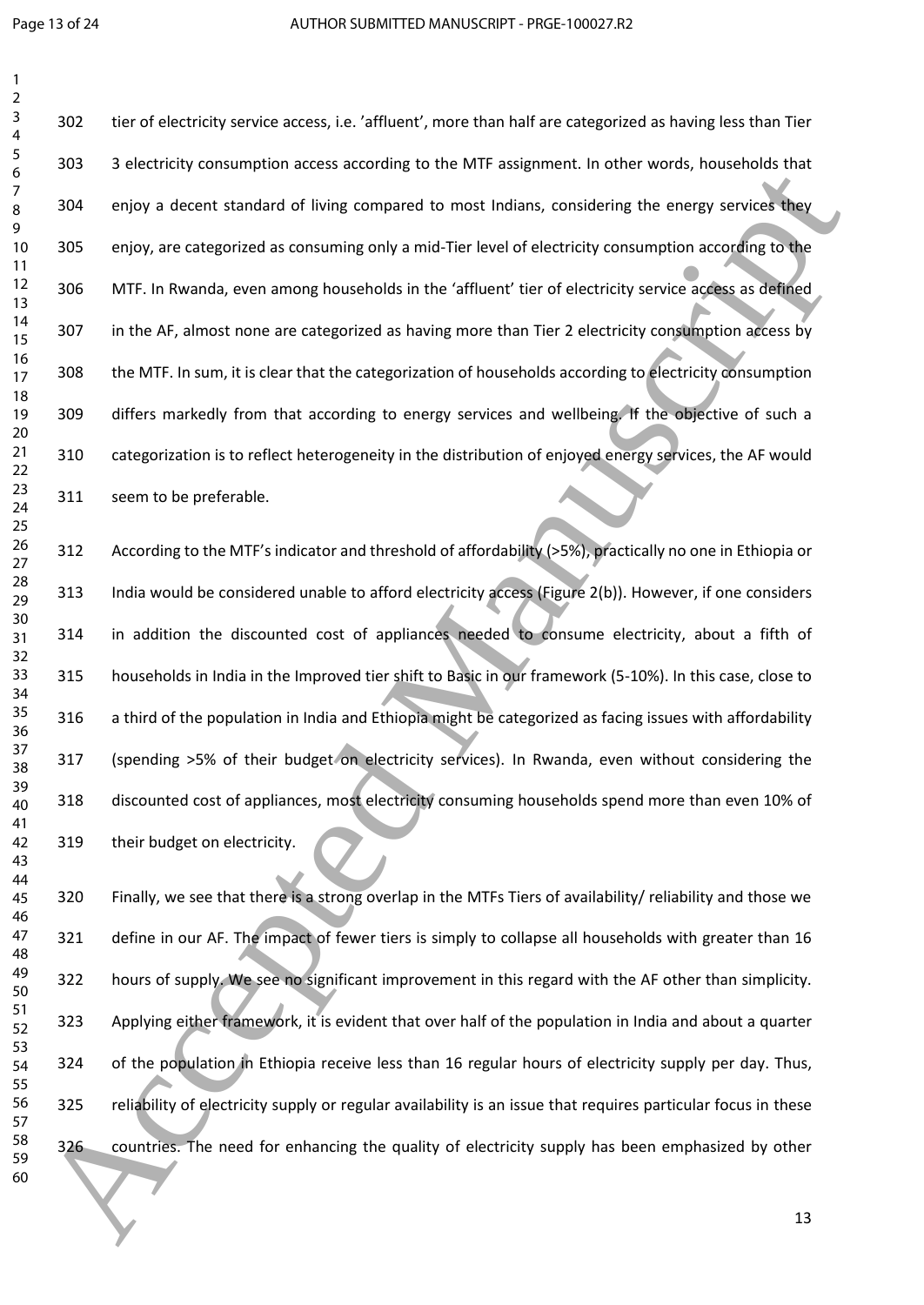tier of electricity service access, i.e. 'affluent', more than half are categorized as having less than Tier 3 electricity consumption access according to the MTF assignment. In other words, households that enjoy a decent standard of living compared to most Indians, considering the energy services they enjoy, are categorized as consuming only a mid-Tier level of electricity consumption according to the MTF. In Rwanda, even among households in the 'affluent' tier of electricity service access as defined in the AF, almost none are categorized as having more than Tier 2 electricity consumption access by the MTF. In sum, it is clear that the categorization of households according to electricity consumption differs markedly from that according to energy services and wellbeing. If the objective of such a categorization is to reflect heterogeneity in the distribution of enjoyed energy services, the AF would seem to be preferable.

According to the MTF's indicator and threshold of affordability (>5%), practically no one in Ethiopia or India would be considered unable to afford electricity access (Figure 2(b)). However, if one considers in addition the discounted cost of appliances needed to consume electricity, about a fifth of households in India in the Improved tier shift to Basic in our framework (5-10%). In this case, close to a third of the population in India and Ethiopia might be categorized as facing issues with affordability (spending >5% of their budget on electricity services). In Rwanda, even without considering the discounted cost of appliances, most electricity consuming households spend more than even 10% of their budget on electricity.

Finally, we see that there is a strong overlap in the MTFs Tiers of availability/ reliability and those we define in our AF. The impact of fewer tiers is simply to collapse all households with greater than 16 hours of supply. We see no significant improvement in this regard with the AF other than simplicity. Applying either framework, it is evident that over half of the population in India and about a quarter of the population in Ethiopia receive less than 16 regular hours of electricity supply per day. Thus, reliability of electricity supply or regular availability is an issue that requires particular focus in these countries. The need for enhancing the quality of electricity supply has been emphasized by other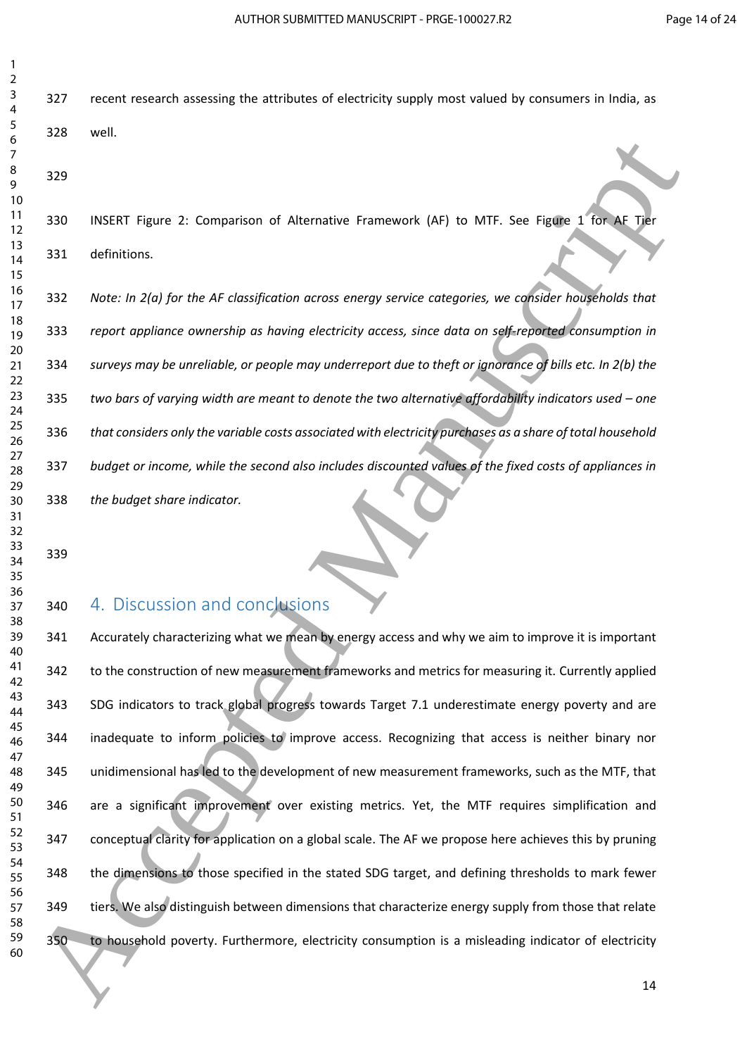recent research assessing the attributes of electricity supply most valued by consumers in India, as well.

INSERT Figure 2: Comparison of Alternative Framework (AF) to MTF. See Figure 1 for AF Tier definitions.

*Note: In 2(a) for the AF classification across energy service categories, we consider households that report appliance ownership as having electricity access, since data on self-reported consumption in surveys may be unreliable, or people may underreport due to theft or ignorance of bills etc. In 2(b) the two bars of varying width are meant to denote the two alternative affordability indicators used – one that considers only the variable costs associated with electricity purchases as a share of total household budget or income, while the second also includes discounted values of the fixed costs of appliances in the budget share indicator.*

## 4. Discussion and conclusions

Accurately characterizing what we mean by energy access and why we aim to improve it is important to the construction of new measurement frameworks and metrics for measuring it. Currently applied SDG indicators to track global progress towards Target 7.1 underestimate energy poverty and are inadequate to inform policies to improve access. Recognizing that access is neither binary nor unidimensional has led to the development of new measurement frameworks, such as the MTF, that are a significant improvement over existing metrics. Yet, the MTF requires simplification and conceptual clarity for application on a global scale. The AF we propose here achieves this by pruning the dimensions to those specified in the stated SDG target, and defining thresholds to mark fewer tiers. We also distinguish between dimensions that characterize energy supply from those that relate to household poverty. Furthermore, electricity consumption is a misleading indicator of electricity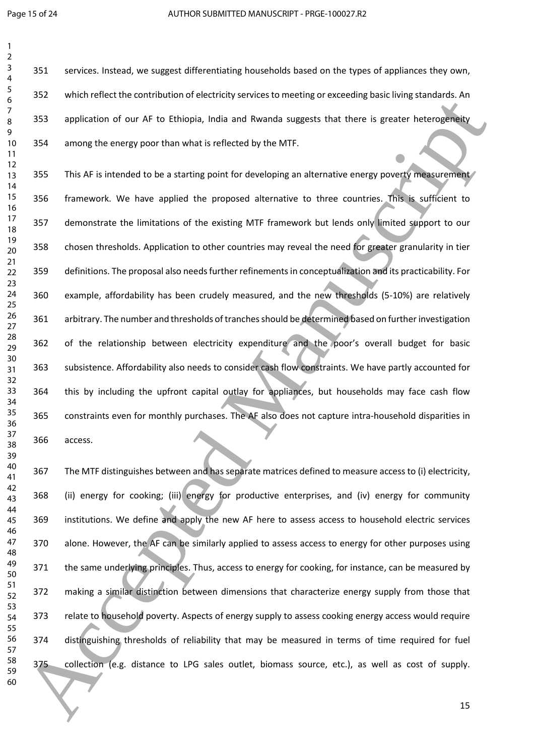services. Instead, we suggest differentiating households based on the types of appliances they own, which reflect the contribution of electricity services to meeting or exceeding basic living standards. An application of our AF to Ethiopia, India and Rwanda suggests that there is greater heterogeneity among the energy poor than what is reflected by the MTF.

This AF is intended to be a starting point for developing an alternative energy poverty measurement framework. We have applied the proposed alternative to three countries. This is sufficient to demonstrate the limitations of the existing MTF framework but lends only limited support to our chosen thresholds. Application to other countries may reveal the need for greater granularity in tier definitions. The proposal also needs further refinements in conceptualization and its practicability. For example, affordability has been crudely measured, and the new thresholds (5-10%) are relatively arbitrary. The number and thresholds of tranches should be determined based on further investigation of the relationship between electricity expenditure and the poor's overall budget for basic subsistence. Affordability also needs to consider cash flow constraints. We have partly accounted for this by including the upfront capital outlay for appliances, but households may face cash flow constraints even for monthly purchases. The AF also does not capture intra-household disparities in access.

The MTF distinguishes between and has separate matrices defined to measure access to (i) electricity, (ii) energy for cooking; (iii) energy for productive enterprises, and (iv) energy for community institutions. We define and apply the new AF here to assess access to household electric services alone. However, the AF can be similarly applied to assess access to energy for other purposes using the same underlying principles. Thus, access to energy for cooking, for instance, can be measured by making a similar distinction between dimensions that characterize energy supply from those that relate to household poverty. Aspects of energy supply to assess cooking energy access would require distinguishing thresholds of reliability that may be measured in terms of time required for fuel collection (e.g. distance to LPG sales outlet, biomass source, etc.), as well as cost of supply.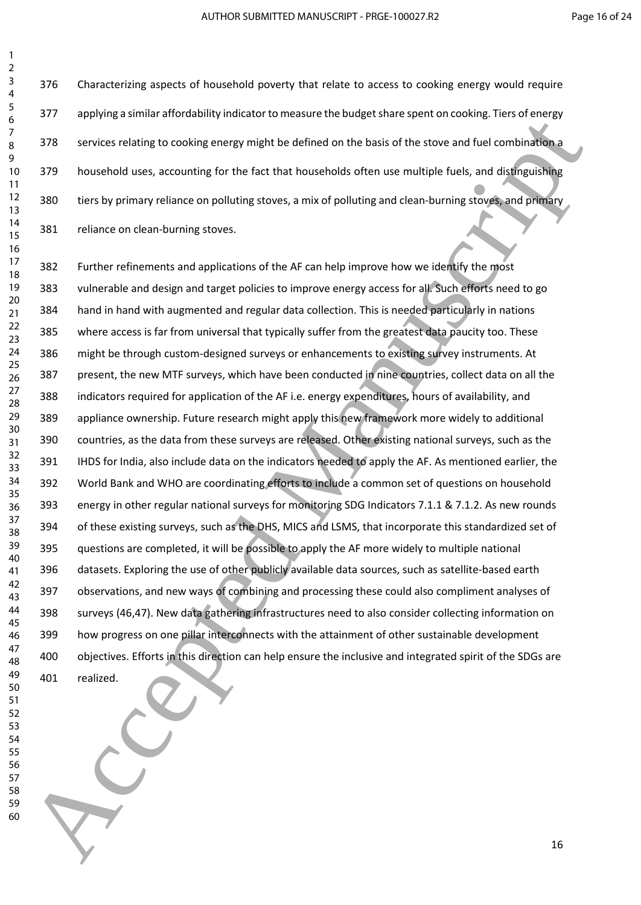Characterizing aspects of household poverty that relate to access to cooking energy would require applying a similar affordability indicator to measure the budget share spent on cooking. Tiers of energy services relating to cooking energy might be defined on the basis of the stove and fuel combination a household uses, accounting for the fact that households often use multiple fuels, and distinguishing tiers by primary reliance on polluting stoves, a mix of polluting and clean-burning stoves, and primary reliance on clean-burning stoves.

Further refinements and applications of the AF can help improve how we identify the most vulnerable and design and target policies to improve energy access for all. Such efforts need to go hand in hand with augmented and regular data collection. This is needed particularly in nations where access is far from universal that typically suffer from the greatest data paucity too. These might be through custom-designed surveys or enhancements to existing survey instruments. At present, the new MTF surveys, which have been conducted in nine countries, collect data on all the indicators required for application of the AF i.e. energy expenditures, hours of availability, and appliance ownership. Future research might apply this new framework more widely to additional countries, as the data from these surveys are released. Other existing national surveys, such as the IHDS for India, also include data on the indicators needed to apply the AF. As mentioned earlier, the World Bank and WHO are coordinating efforts to include a common set of questions on household energy in other regular national surveys for monitoring SDG Indicators 7.1.1 & 7.1.2. As new rounds of these existing surveys, such as the DHS, MICS and LSMS, that incorporate this standardized set of questions are completed, it will be possible to apply the AF more widely to multiple national datasets. Exploring the use of other publicly available data sources, such as satellite-based earth observations, and new ways of combining and processing these could also compliment analyses of surveys (46,47). New data gathering infrastructures need to also consider collecting information on how progress on one pillar interconnects with the attainment of other sustainable development objectives. Efforts in this direction can help ensure the inclusive and integrated spirit of the SDGs are realized.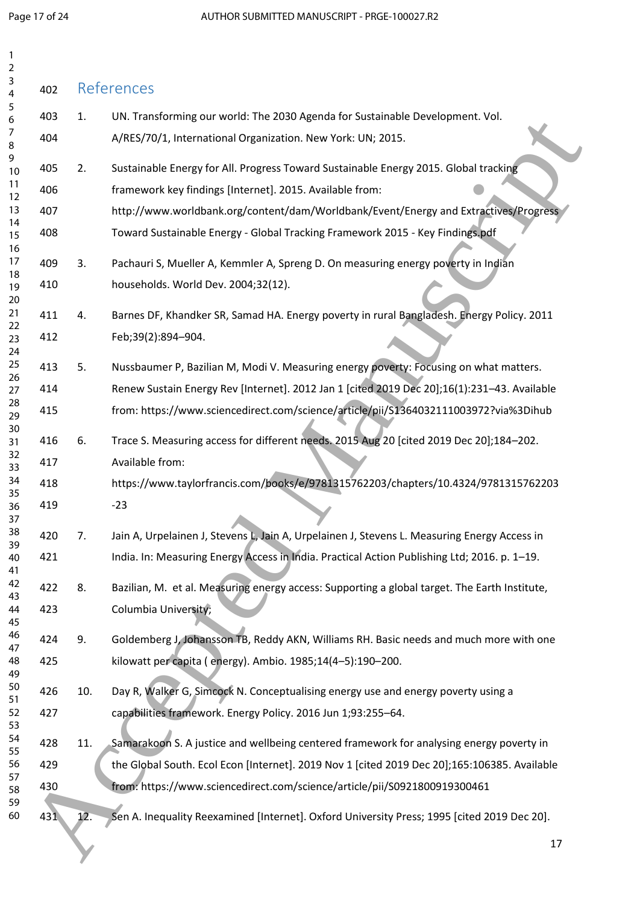## References

1. UN. Transforming our world: The 2030 Agenda for Sustainable Development. Vol. A/RES/70/1, International Organization. New York: UN; 2015.

2. Sustainable Energy for All. Progress Toward Sustainable Energy 2015. Global tracking framework key findings [Internet]. 2015. Available from: http://www.worldbank.org/content/dam/Worldbank/Event/Energy and Extractives/Progress Toward Sustainable Energy - Global Tracking Framework 2015 - Key Findings.pdf

3. Pachauri S, Mueller A, Kemmler A, Spreng D. On measuring energy poverty in Indian households. World Dev. 2004;32(12).

4. Barnes DF, Khandker SR, Samad HA. Energy poverty in rural Bangladesh. Energy Policy. 2011 Feb;39(2):894–904.

5. Nussbaumer P, Bazilian M, Modi V. Measuring energy poverty: Focusing on what matters. Renew Sustain Energy Rev [Internet]. 2012 Jan 1 [cited 2019 Dec 20];16(1):231–43. Available from: https://www.sciencedirect.com/science/article/pii/S1364032111003972?via%3Dihub

6. Trace S. Measuring access for different needs. 2015 Aug 20 [cited 2019 Dec 20];184–202. Available from: https://www.taylorfrancis.com/books/e/9781315762203/chapters/10.4324/9781315762203-23

7. Jain A, Urpelainen J, Stevens L, Jain A, Urpelainen J, Stevens L. Measuring Energy Access in India. In: Measuring Energy Access in India. Practical Action Publishing Ltd; 2016. p. 1–19.

8. Bazilian, M. et al. Measuring energy access: Supporting a global target. The Earth Institute, Columbia University;

9. Goldemberg J, Johansson TB, Reddy AKN, Williams RH. Basic needs and much more with one kilowatt per capita ( energy). Ambio. 1985;14(4–5):190–200.

10. Day R, Walker G, Simcock N. Conceptualising energy use and energy poverty using a capabilities framework. Energy Policy. 2016 Jun 1;93:255–64.

11. Samarakoon S. A justice and wellbeing centered framework for analysing energy poverty in the Global South. Ecol Econ [Internet]. 2019 Nov 1 [cited 2019 Dec 20];165:106385. Available from: https://www.sciencedirect.com/science/article/pii/S0921800919300461

12. Sen A. Inequality Reexamined [Internet]. Oxford University Press; 1995 [cited 2019 Dec 20].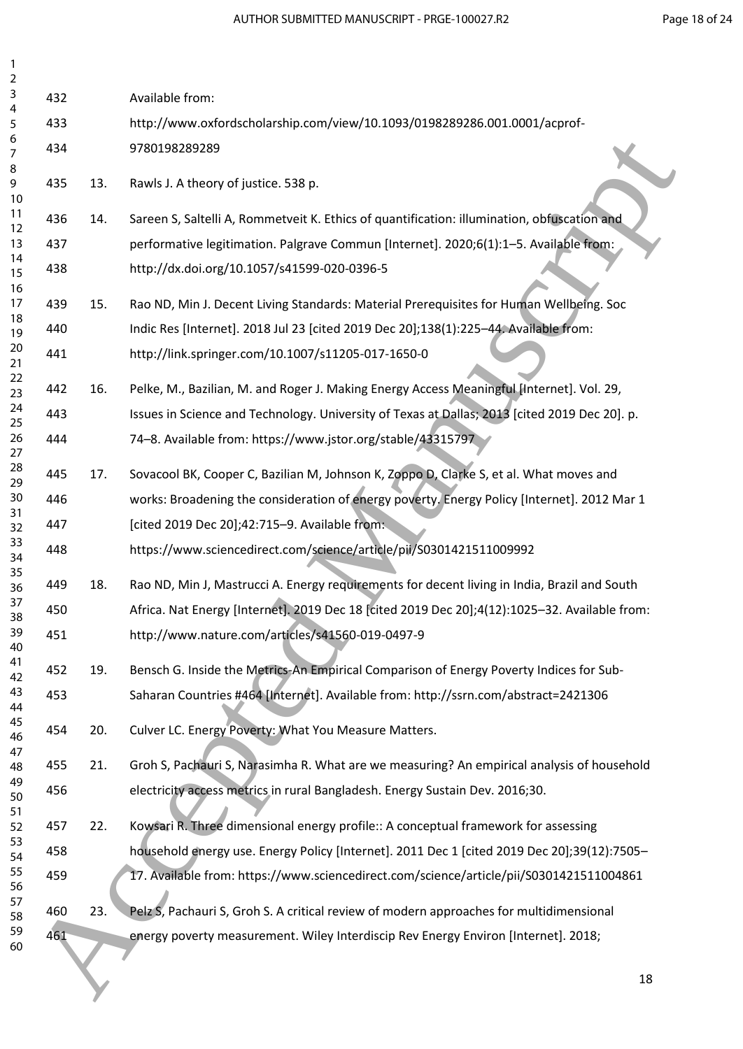Available from: http://www.oxfordscholarship.com/view/10.1093/0198289286.001.0001/acprof-9780198289289

13. Rawls J. A theory of justice. 538 p.

14. Sareen S, Saltelli A, Rommetveit K. Ethics of quantification: illumination, obfuscation and performative legitimation. Palgrave Commun [Internet]. 2020;6(1):1–5. Available from: http://dx.doi.org/10.1057/s41599-020-0396-5

15. Rao ND, Min J. Decent Living Standards: Material Prerequisites for Human Wellbeing. Soc Indic Res [Internet]. 2018 Jul 23 [cited 2019 Dec 20];138(1):225–44. Available from: http://link.springer.com/10.1007/s11205-017-1650-0

16. Pelke, M., Bazilian, M. and Roger J. Making Energy Access Meaningful [Internet]. Vol. 29, Issues in Science and Technology. University of Texas at Dallas; 2013 [cited 2019 Dec 20]. p. 74–8. Available from: https://www.jstor.org/stable/43315797

17. Sovacool BK, Cooper C, Bazilian M, Johnson K, Zoppo D, Clarke S, et al. What moves and works: Broadening the consideration of energy poverty. Energy Policy [Internet]. 2012 Mar 1 [cited 2019 Dec 20];42:715–9. Available from: https://www.sciencedirect.com/science/article/pii/S0301421511009992

18. Rao ND, Min J, Mastrucci A. Energy requirements for decent living in India, Brazil and South Africa. Nat Energy [Internet]. 2019 Dec 18 [cited 2019 Dec 20];4(12):1025–32. Available from: http://www.nature.com/articles/s41560-019-0497-9

19. Bensch G. Inside the Metrics-An Empirical Comparison of Energy Poverty Indices for Sub-Saharan Countries #464 [Internet]. Available from: http://ssrn.com/abstract=2421306

20. Culver LC. Energy Poverty: What You Measure Matters.

21. Groh S, Pachauri S, Narasimha R. What are we measuring? An empirical analysis of household electricity access metrics in rural Bangladesh. Energy Sustain Dev. 2016;30.

22. Kowsari R. Three dimensional energy profile:: A conceptual framework for assessing household energy use. Energy Policy [Internet]. 2011 Dec 1 [cited 2019 Dec 20];39(12):7505–17. Available from: https://www.sciencedirect.com/science/article/pii/S0301421511004861

23. Pelz S, Pachauri S, Groh S. A critical review of modern approaches for multidimensional energy poverty measurement. Wiley Interdiscip Rev Energy Environ [Internet]. 2018;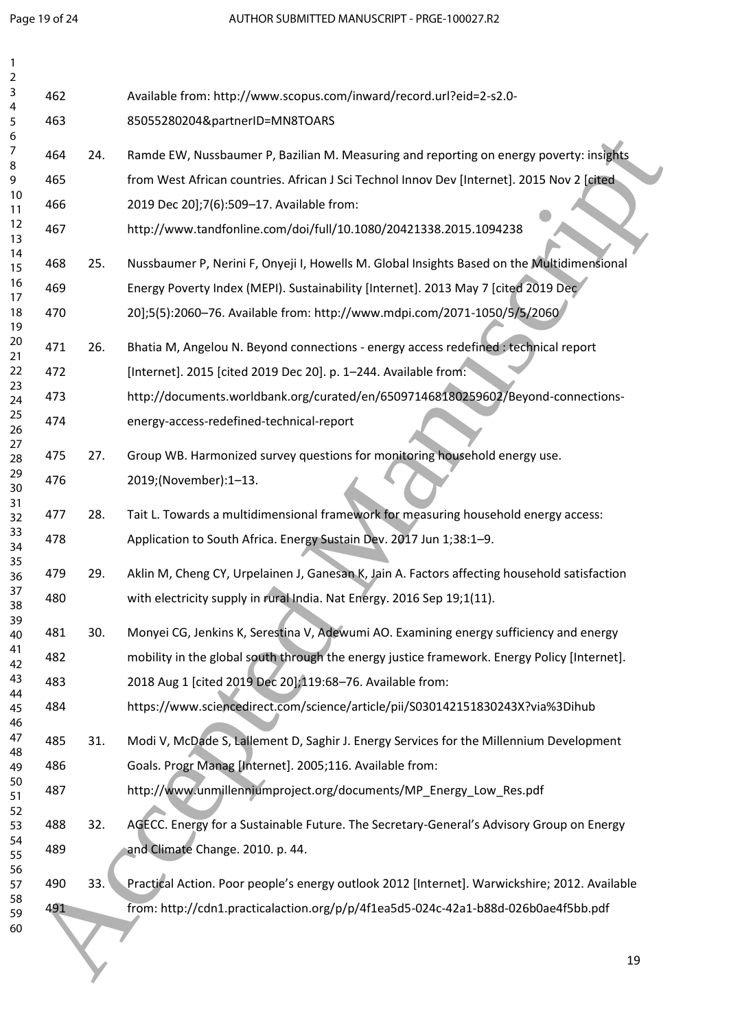Available from: http://www.scopus.com/inward/record.url?eid=2-s2.0-85055280204&partnerID=MN8TOARS

24. Ramde EW, Nussbaumer P, Bazilian M. Measuring and reporting on energy poverty: insights from West African countries. African J Sci Technol Innov Dev [Internet]. 2015 Nov 2 [cited 2019 Dec 20];7(6):509–17. Available from: http://www.tandfonline.com/doi/full/10.1080/20421338.2015.1094238

25. Nussbaumer P, Nerini F, Onyeji I, Howells M. Global Insights Based on the Multidimensional Energy Poverty Index (MEPI). Sustainability [Internet]. 2013 May 7 [cited 2019 Dec 20];5(5):2060–76. Available from: http://www.mdpi.com/2071-1050/5/5/2060

26. Bhatia M, Angelou N. Beyond connections - energy access redefined : technical report [Internet]. 2015 [cited 2019 Dec 20]. p. 1–244. Available from: http://documents.worldbank.org/curated/en/650971468180259602/Beyond-connections-energy-access-redefined-technical-report

27. Group WB. Harmonized survey questions for monitoring household energy use. 2019;(November):1–13.

28. Tait L. Towards a multidimensional framework for measuring household energy access: Application to South Africa. Energy Sustain Dev. 2017 Jun 1;38:1–9.

29. Aklin M, Cheng CY, Urpelainen J, Ganesan K, Jain A. Factors affecting household satisfaction with electricity supply in rural India. Nat Energy. 2016 Sep 19;1(11).

30. Monyei CG, Jenkins K, Serestina V, Adewumi AO. Examining energy sufficiency and energy mobility in the global south through the energy justice framework. Energy Policy [Internet]. 2018 Aug 1 [cited 2019 Dec 20];119:68–76. Available from: https://www.sciencedirect.com/science/article/pii/S030142151830243X?via%3Dihub

31. Modi V, McDade S, Lallement D, Saghir J. Energy Services for the Millennium Development Goals. Progr Manag [Internet]. 2005;116. Available from: http://www.unmillenniumproject.org/documents/MP_Energy_Low_Res.pdf

32. AGECC. Energy for a Sustainable Future. The Secretary-General's Advisory Group on Energy and Climate Change. 2010. p. 44.

33. Practical Action. Poor people's energy outlook 2012 [Internet]. Warwickshire; 2012. Available from: http://cdn1.practicalaction.org/p/p/4f1ea5d5-024c-42a1-b88d-026b0ae4f5bb.pdf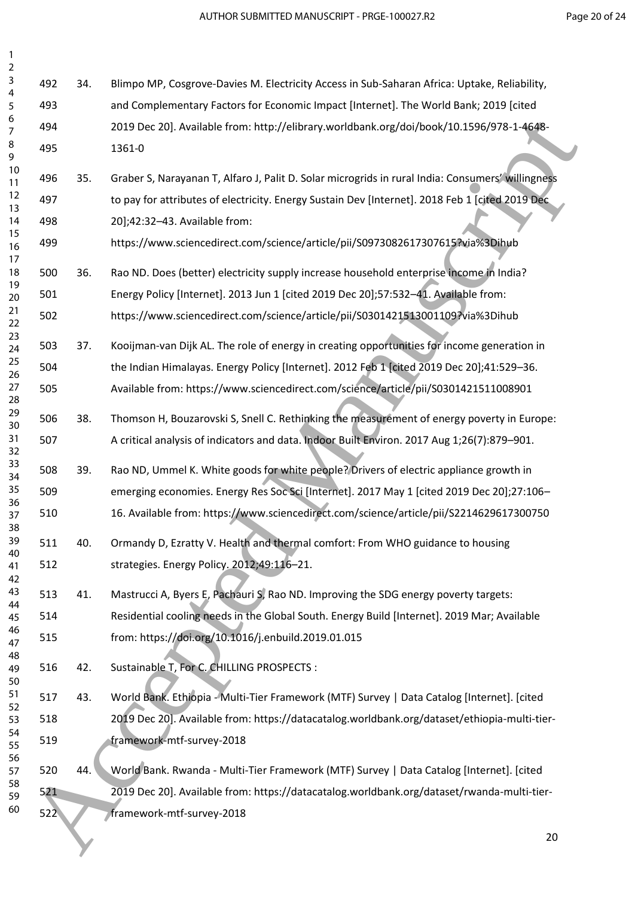34. Blimpo MP, Cosgrove-Davies M. Electricity Access in Sub-Saharan Africa: Uptake, Reliability, and Complementary Factors for Economic Impact [Internet]. The World Bank; 2019 [cited 2019 Dec 20]. Available from: http://elibrary.worldbank.org/doi/book/10.1596/978-1-4648-1361-0

35. Graber S, Narayanan T, Alfaro J, Palit D. Solar microgrids in rural India: Consumers' willingness to pay for attributes of electricity. Energy Sustain Dev [Internet]. 2018 Feb 1 [cited 2019 Dec 20];42:32–43. Available from: https://www.sciencedirect.com/science/article/pii/S0973082617307615?via%3Dihub

36. Rao ND. Does (better) electricity supply increase household enterprise income in India? Energy Policy [Internet]. 2013 Jun 1 [cited 2019 Dec 20];57:532–41. Available from: https://www.sciencedirect.com/science/article/pii/S0301421513001109?via%3Dihub

37. Kooijman-van Dijk AL. The role of energy in creating opportunities for income generation in the Indian Himalayas. Energy Policy [Internet]. 2012 Feb 1 [cited 2019 Dec 20];41:529–36. Available from: https://www.sciencedirect.com/science/article/pii/S0301421511008901

38. Thomson H, Bouzarovski S, Snell C. Rethinking the measurement of energy poverty in Europe: A critical analysis of indicators and data. Indoor Built Environ. 2017 Aug 1;26(7):879–901.

39. Rao ND, Ummel K. White goods for white people? Drivers of electric appliance growth in emerging economies. Energy Res Soc Sci [Internet]. 2017 May 1 [cited 2019 Dec 20];27:106–16. Available from: https://www.sciencedirect.com/science/article/pii/S2214629617300750

40. Ormandy D, Ezratty V. Health and thermal comfort: From WHO guidance to housing strategies. Energy Policy. 2012;49:116–21.

41. Mastrucci A, Byers E, Pachauri S, Rao ND. Improving the SDG energy poverty targets: Residential cooling needs in the Global South. Energy Build [Internet]. 2019 Mar; Available from: https://doi.org/10.1016/j.enbuild.2019.01.015

42. Sustainable T, For C. CHILLING PROSPECTS :

43. World Bank. Ethiopia - Multi-Tier Framework (MTF) Survey | Data Catalog [Internet]. [cited 2019 Dec 20]. Available from: https://datacatalog.worldbank.org/dataset/ethiopia-multi-tier-framework-mtf-survey-2018

44. World Bank. Rwanda - Multi-Tier Framework (MTF) Survey | Data Catalog [Internet]. [cited 2019 Dec 20]. Available from: https://datacatalog.worldbank.org/dataset/rwanda-multi-tier-framework-mtf-survey-2018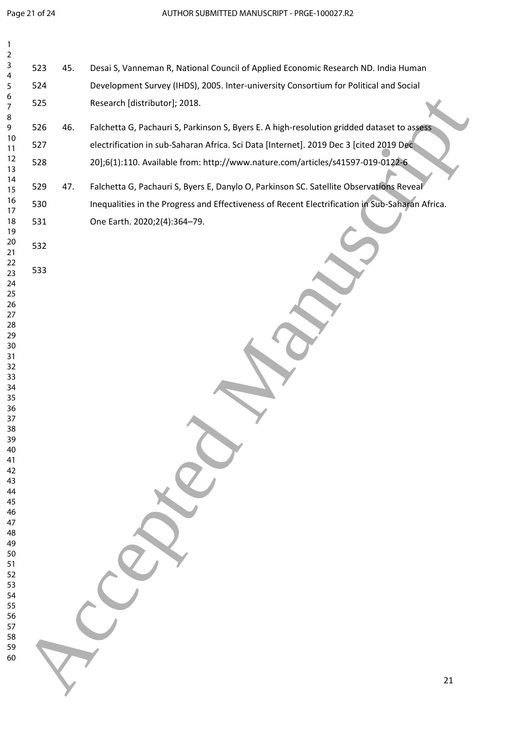45. Desai S, Vanneman R, National Council of Applied Economic Research ND. India Human Development Survey (IHDS), 2005. Inter-university Consortium for Political and Social Research [distributor]; 2018.

46. Falchetta G, Pachauri S, Parkinson S, Byers E. A high-resolution gridded dataset to assess electrification in sub-Saharan Africa. Sci Data [Internet]. 2019 Dec 3 [cited 2019 Dec 20];6(1):110. Available from: http://www.nature.com/articles/s41597-019-0122-6

47. Falchetta G, Pachauri S, Byers E, Danylo O, Parkinson SC. Satellite Observations Reveal Inequalities in the Progress and Effectiveness of Recent Electrification in Sub-Saharan Africa. One Earth. 2020;2(4):364–79.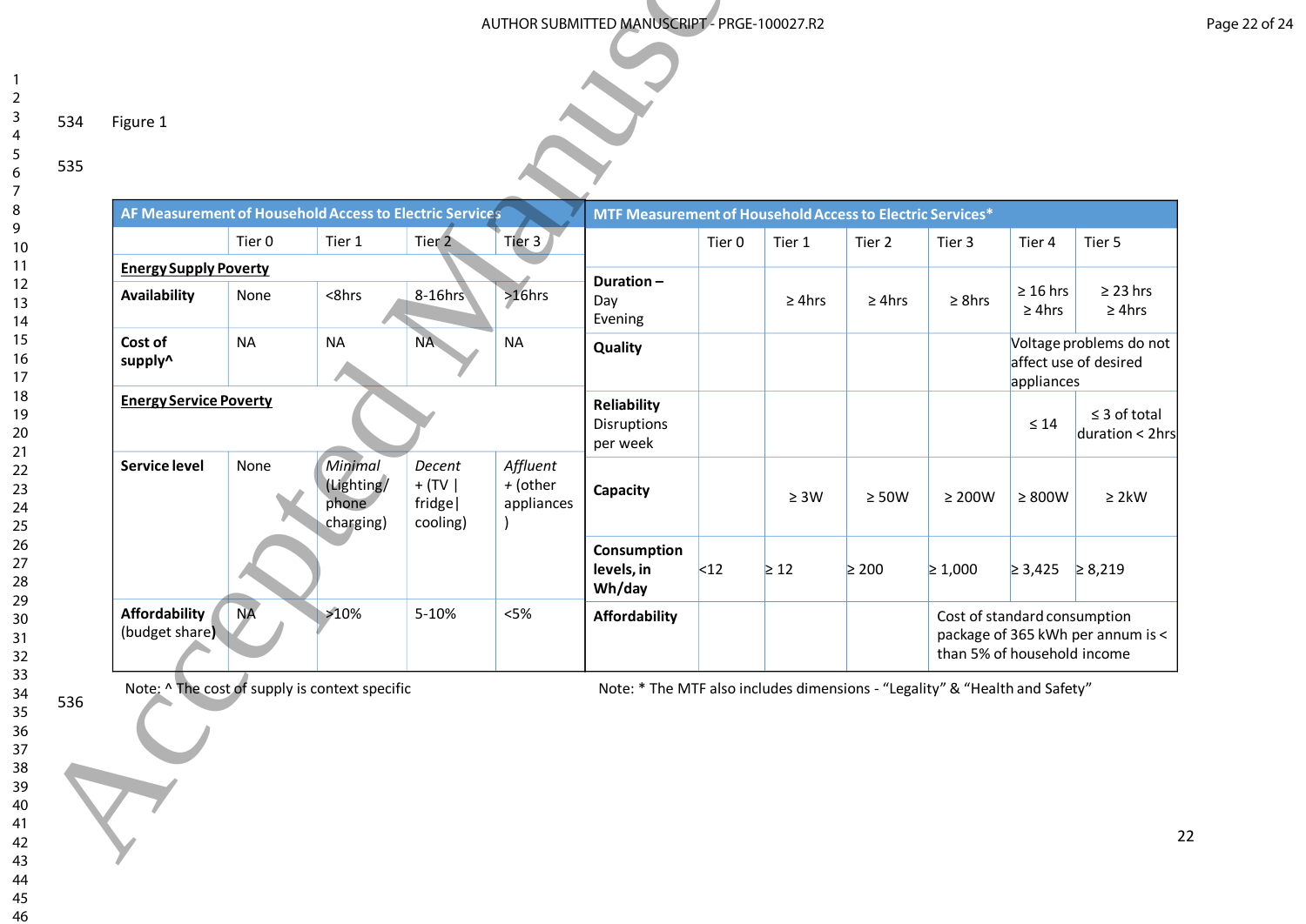Figure 1

| AF Measurement of Household Access to Electric Services | | | | |
|---|---|---|---|---|
| | Tier 0 | Tier 1 | Tier 2 | Tier 3 |
| **Energy Supply Poverty** | | | | |
| **Availability** | None | <8hrs | 8-16hrs | >16hrs |
| **Cost of supply^** | NA | NA | NA | NA |
| **Energy Service Poverty** | | | | |
| **Service level** | None | *Minimal* (Lighting/ phone charging) | *Decent* + (TV \| fridge\| cooling) | *Affluent* + (other appliances) |
| **Affordability** (budget share) | NA | >10% | 5-10% | <5% |

Note: ^ The cost of supply is context specific

| MTF Measurement of Household Access to Electric Services* | | | | | | |
|---|---|---|---|---|---|---|
| | Tier 0 | Tier 1 | Tier 2 | Tier 3 | Tier 4 | Tier 5 |
| **Duration –** Day Evening | | ≥ 4hrs | ≥ 4hrs | ≥ 8hrs | ≥ 16 hrs ≥ 4hrs | ≥ 23 hrs ≥ 4hrs |
| **Quality** | | | | | Voltage problems do not affect use of desired appliances | |
| **Reliability** Disruptions per week | | | | | ≤ 14 | ≤ 3 of total duration < 2hrs |
| **Capacity** | | ≥ 3W | ≥ 50W | ≥ 200W | ≥ 800W | ≥ 2kW |
| **Consumption levels, in Wh/day** | <12 | ≥ 12 | ≥ 200 | ≥ 1,000 | ≥ 3,425 | ≥ 8,219 |
| **Affordability** | | | | Cost of standard consumption package of 365 kWh per annum is < than 5% of household income | | |

Note: * The MTF also includes dimensions - "Legality" & "Health and Safety"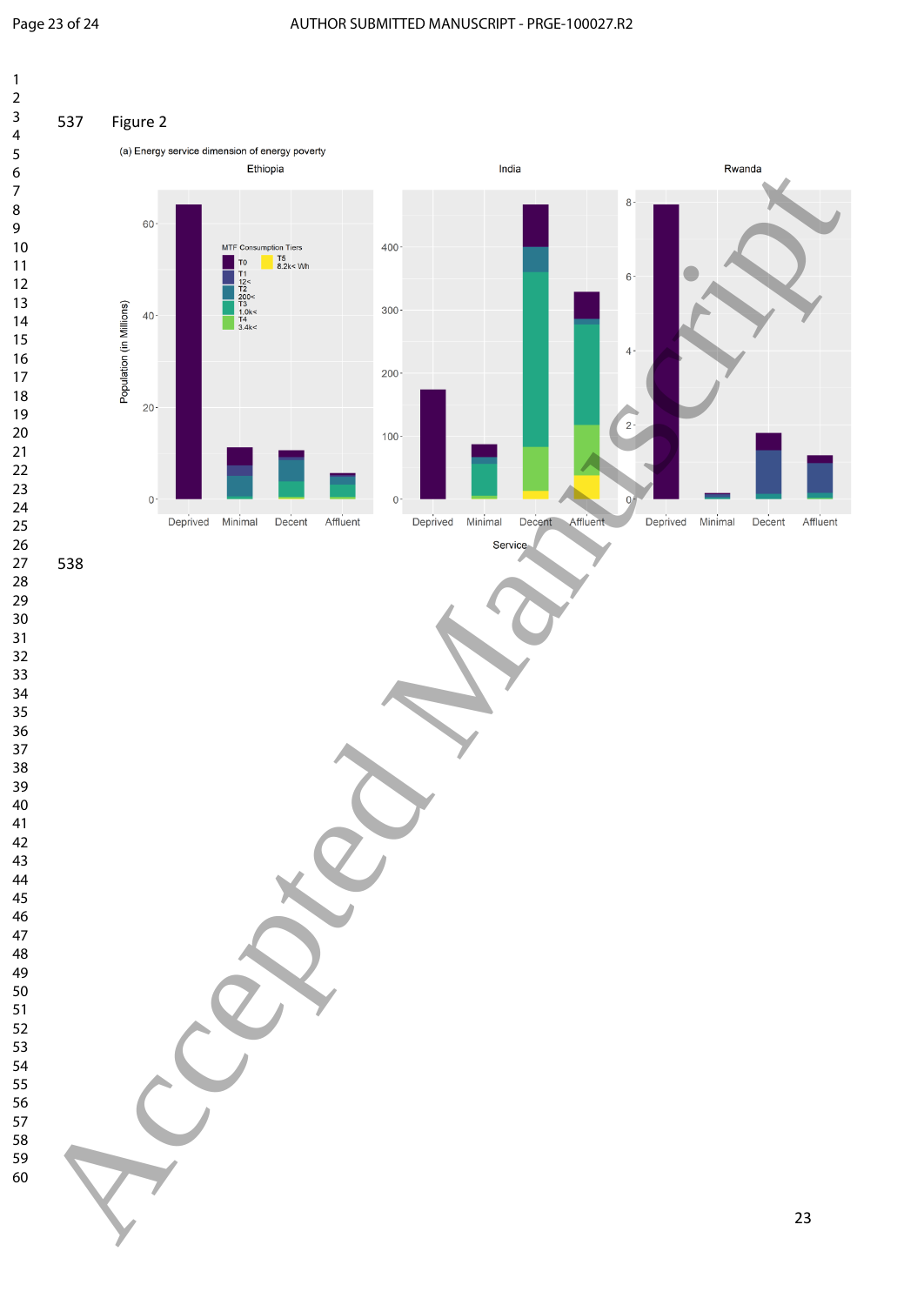Figure 2

(a) Energy service dimension of energy poverty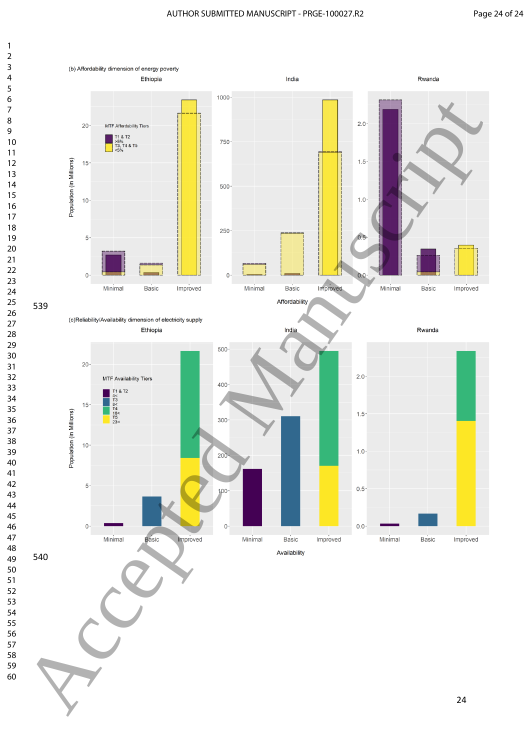(b) Affordability dimension of energy poverty

Ethiopia

India

Rwanda

Population (in Millions)

MTF Affordability Tiers

T1 & T2
>5%
T3, T4 & T5
<5%

0
5
10
15
20

0
250
500
750
1000

0.0
0.5
1.0
1.5
2.0

Minimal Basic Improved

Affordability

(c)Reliability/Availability dimension of electricity supply

Ethiopia

India

Rwanda

Population (in Millions)

MTF Availability Tiers

T1 & T2
4<
T3
8<
T4
16<
T5
23<

0
5
10
15
20

0
100
200
300
400
500

0.0
0.5
1.0
1.5
2.0

Minimal Basic Improved

Availability